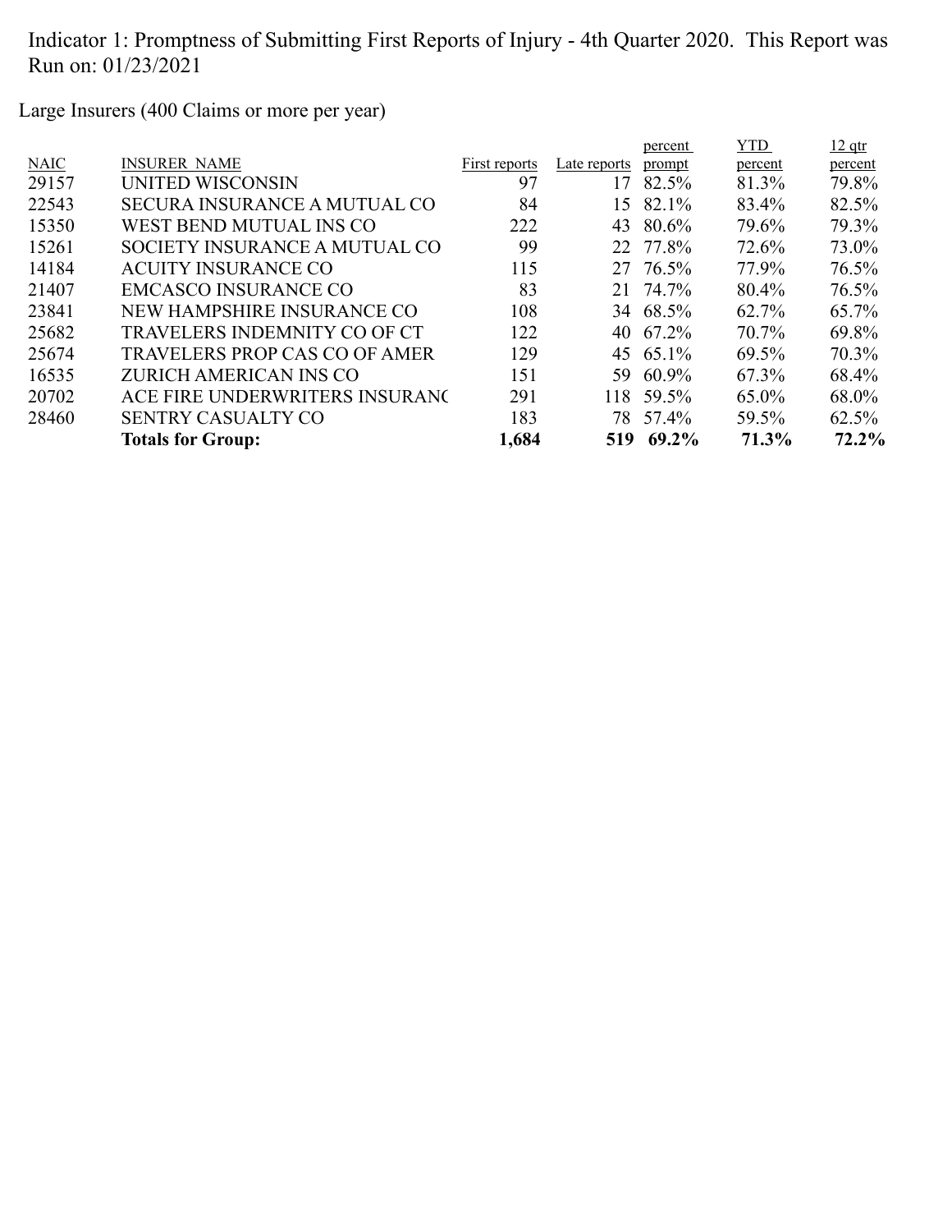Indicator 1: Promptness of Submitting First Reports of Injury - 4th Quarter 2020. This Report was Run on: 01/23/2021

Large Insurers (400 Claims or more per year)

| NAIC | INSURER NAME | First reports | Late reports | percent prompt | YTD percent | 12 qtr percent |
|---|---|---|---|---|---|---|
| 29157 | UNITED WISCONSIN | 97 | 17 | 82.5% | 81.3% | 79.8% |
| 22543 | SECURA INSURANCE A MUTUAL CO | 84 | 15 | 82.1% | 83.4% | 82.5% |
| 15350 | WEST BEND MUTUAL INS CO | 222 | 43 | 80.6% | 79.6% | 79.3% |
| 15261 | SOCIETY INSURANCE A MUTUAL CO | 99 | 22 | 77.8% | 72.6% | 73.0% |
| 14184 | ACUITY INSURANCE CO | 115 | 27 | 76.5% | 77.9% | 76.5% |
| 21407 | EMCASCO INSURANCE CO | 83 | 21 | 74.7% | 80.4% | 76.5% |
| 23841 | NEW HAMPSHIRE INSURANCE CO | 108 | 34 | 68.5% | 62.7% | 65.7% |
| 25682 | TRAVELERS INDEMNITY CO OF CT | 122 | 40 | 67.2% | 70.7% | 69.8% |
| 25674 | TRAVELERS PROP CAS CO OF AMER | 129 | 45 | 65.1% | 69.5% | 70.3% |
| 16535 | ZURICH AMERICAN INS CO | 151 | 59 | 60.9% | 67.3% | 68.4% |
| 20702 | ACE FIRE UNDERWRITERS INSURANC | 291 | 118 | 59.5% | 65.0% | 68.0% |
| 28460 | SENTRY CASUALTY CO | 183 | 78 | 57.4% | 59.5% | 62.5% |
| | **Totals for Group:** | **1,684** | **519** | **69.2%** | **71.3%** | **72.2%** |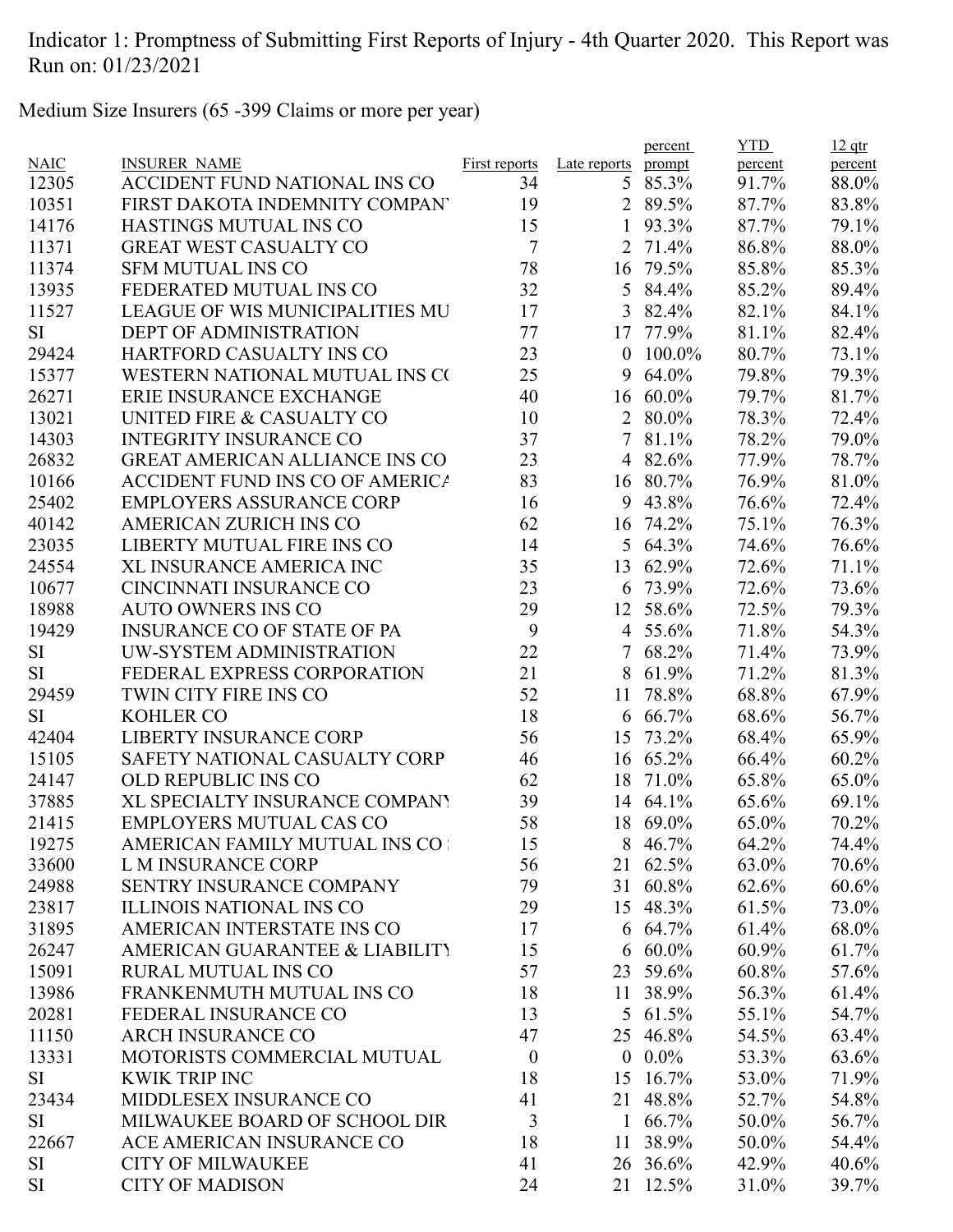Indicator 1: Promptness of Submitting First Reports of Injury - 4th Quarter 2020. This Report was Run on: 01/23/2021

Medium Size Insurers (65 -399 Claims or more per year)

| NAIC | INSURER NAME | First reports | Late reports | percent prompt | YTD percent | 12 qtr percent |
|---|---|---|---|---|---|---|
| 12305 | ACCIDENT FUND NATIONAL INS CO | 34 | 5 | 85.3% | 91.7% | 88.0% |
| 10351 | FIRST DAKOTA INDEMNITY COMPANY | 19 | 2 | 89.5% | 87.7% | 83.8% |
| 14176 | HASTINGS MUTUAL INS CO | 15 | 1 | 93.3% | 87.7% | 79.1% |
| 11371 | GREAT WEST CASUALTY CO | 7 | 2 | 71.4% | 86.8% | 88.0% |
| 11374 | SFM MUTUAL INS CO | 78 | 16 | 79.5% | 85.8% | 85.3% |
| 13935 | FEDERATED MUTUAL INS CO | 32 | 5 | 84.4% | 85.2% | 89.4% |
| 11527 | LEAGUE OF WIS MUNICIPALITIES MU | 17 | 3 | 82.4% | 82.1% | 84.1% |
| SI | DEPT OF ADMINISTRATION | 77 | 17 | 77.9% | 81.1% | 82.4% |
| 29424 | HARTFORD CASUALTY INS CO | 23 | 0 | 100.0% | 80.7% | 73.1% |
| 15377 | WESTERN NATIONAL MUTUAL INS CO | 25 | 9 | 64.0% | 79.8% | 79.3% |
| 26271 | ERIE INSURANCE EXCHANGE | 40 | 16 | 60.0% | 79.7% | 81.7% |
| 13021 | UNITED FIRE & CASUALTY CO | 10 | 2 | 80.0% | 78.3% | 72.4% |
| 14303 | INTEGRITY INSURANCE CO | 37 | 7 | 81.1% | 78.2% | 79.0% |
| 26832 | GREAT AMERICAN ALLIANCE INS CO | 23 | 4 | 82.6% | 77.9% | 78.7% |
| 10166 | ACCIDENT FUND INS CO OF AMERICA | 83 | 16 | 80.7% | 76.9% | 81.0% |
| 25402 | EMPLOYERS ASSURANCE CORP | 16 | 9 | 43.8% | 76.6% | 72.4% |
| 40142 | AMERICAN ZURICH INS CO | 62 | 16 | 74.2% | 75.1% | 76.3% |
| 23035 | LIBERTY MUTUAL FIRE INS CO | 14 | 5 | 64.3% | 74.6% | 76.6% |
| 24554 | XL INSURANCE AMERICA INC | 35 | 13 | 62.9% | 72.6% | 71.1% |
| 10677 | CINCINNATI INSURANCE CO | 23 | 6 | 73.9% | 72.6% | 73.6% |
| 18988 | AUTO OWNERS INS CO | 29 | 12 | 58.6% | 72.5% | 79.3% |
| 19429 | INSURANCE CO OF STATE OF PA | 9 | 4 | 55.6% | 71.8% | 54.3% |
| SI | UW-SYSTEM ADMINISTRATION | 22 | 7 | 68.2% | 71.4% | 73.9% |
| SI | FEDERAL EXPRESS CORPORATION | 21 | 8 | 61.9% | 71.2% | 81.3% |
| 29459 | TWIN CITY FIRE INS CO | 52 | 11 | 78.8% | 68.8% | 67.9% |
| SI | KOHLER CO | 18 | 6 | 66.7% | 68.6% | 56.7% |
| 42404 | LIBERTY INSURANCE CORP | 56 | 15 | 73.2% | 68.4% | 65.9% |
| 15105 | SAFETY NATIONAL CASUALTY CORP | 46 | 16 | 65.2% | 66.4% | 60.2% |
| 24147 | OLD REPUBLIC INS CO | 62 | 18 | 71.0% | 65.8% | 65.0% |
| 37885 | XL SPECIALTY INSURANCE COMPANY | 39 | 14 | 64.1% | 65.6% | 69.1% |
| 21415 | EMPLOYERS MUTUAL CAS CO | 58 | 18 | 69.0% | 65.0% | 70.2% |
| 19275 | AMERICAN FAMILY MUTUAL INS CO | 15 | 8 | 46.7% | 64.2% | 74.4% |
| 33600 | L M INSURANCE CORP | 56 | 21 | 62.5% | 63.0% | 70.6% |
| 24988 | SENTRY INSURANCE COMPANY | 79 | 31 | 60.8% | 62.6% | 60.6% |
| 23817 | ILLINOIS NATIONAL INS CO | 29 | 15 | 48.3% | 61.5% | 73.0% |
| 31895 | AMERICAN INTERSTATE INS CO | 17 | 6 | 64.7% | 61.4% | 68.0% |
| 26247 | AMERICAN GUARANTEE & LIABILITY | 15 | 6 | 60.0% | 60.9% | 61.7% |
| 15091 | RURAL MUTUAL INS CO | 57 | 23 | 59.6% | 60.8% | 57.6% |
| 13986 | FRANKENMUTH MUTUAL INS CO | 18 | 11 | 38.9% | 56.3% | 61.4% |
| 20281 | FEDERAL INSURANCE CO | 13 | 5 | 61.5% | 55.1% | 54.7% |
| 11150 | ARCH INSURANCE CO | 47 | 25 | 46.8% | 54.5% | 63.4% |
| 13331 | MOTORISTS COMMERCIAL MUTUAL | 0 | 0 | 0.0% | 53.3% | 63.6% |
| SI | KWIK TRIP INC | 18 | 15 | 16.7% | 53.0% | 71.9% |
| 23434 | MIDDLESEX INSURANCE CO | 41 | 21 | 48.8% | 52.7% | 54.8% |
| SI | MILWAUKEE BOARD OF SCHOOL DIR | 3 | 1 | 66.7% | 50.0% | 56.7% |
| 22667 | ACE AMERICAN INSURANCE CO | 18 | 11 | 38.9% | 50.0% | 54.4% |
| SI | CITY OF MILWAUKEE | 41 | 26 | 36.6% | 42.9% | 40.6% |
| SI | CITY OF MADISON | 24 | 21 | 12.5% | 31.0% | 39.7% |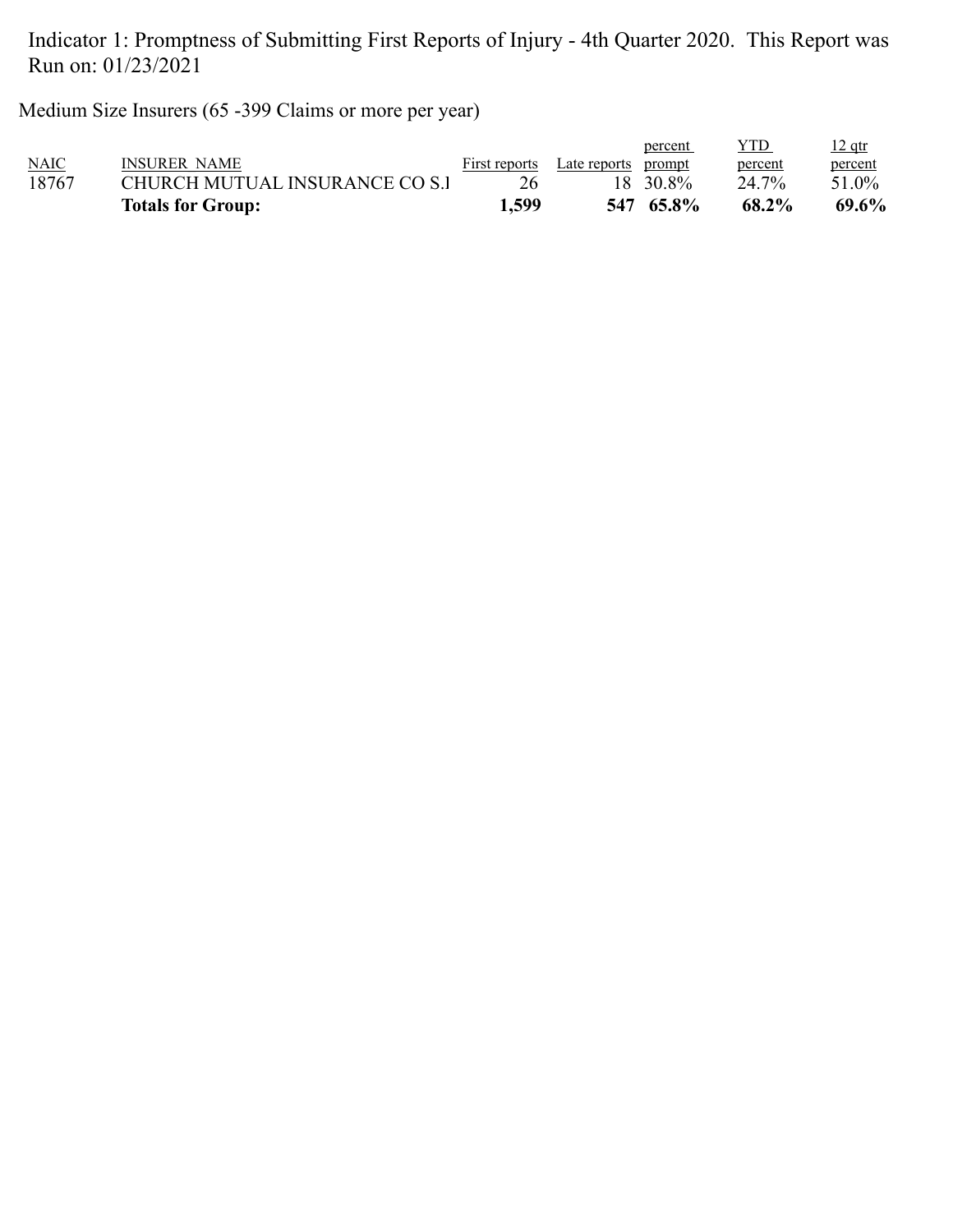Indicator 1: Promptness of Submitting First Reports of Injury - 4th Quarter 2020. This Report was Run on: 01/23/2021

Medium Size Insurers (65 -399 Claims or more per year)

| NAIC | INSURER_NAME | First reports | Late reports | percent prompt | YTD percent | 12 qtr percent |
|---|---|---|---|---|---|---|
| 18767 | CHURCH MUTUAL INSURANCE CO S.I | 26 | 18 | 30.8% | 24.7% | 51.0% |
| | **Totals for Group:** | **1,599** | **547** | **65.8%** | **68.2%** | **69.6%** |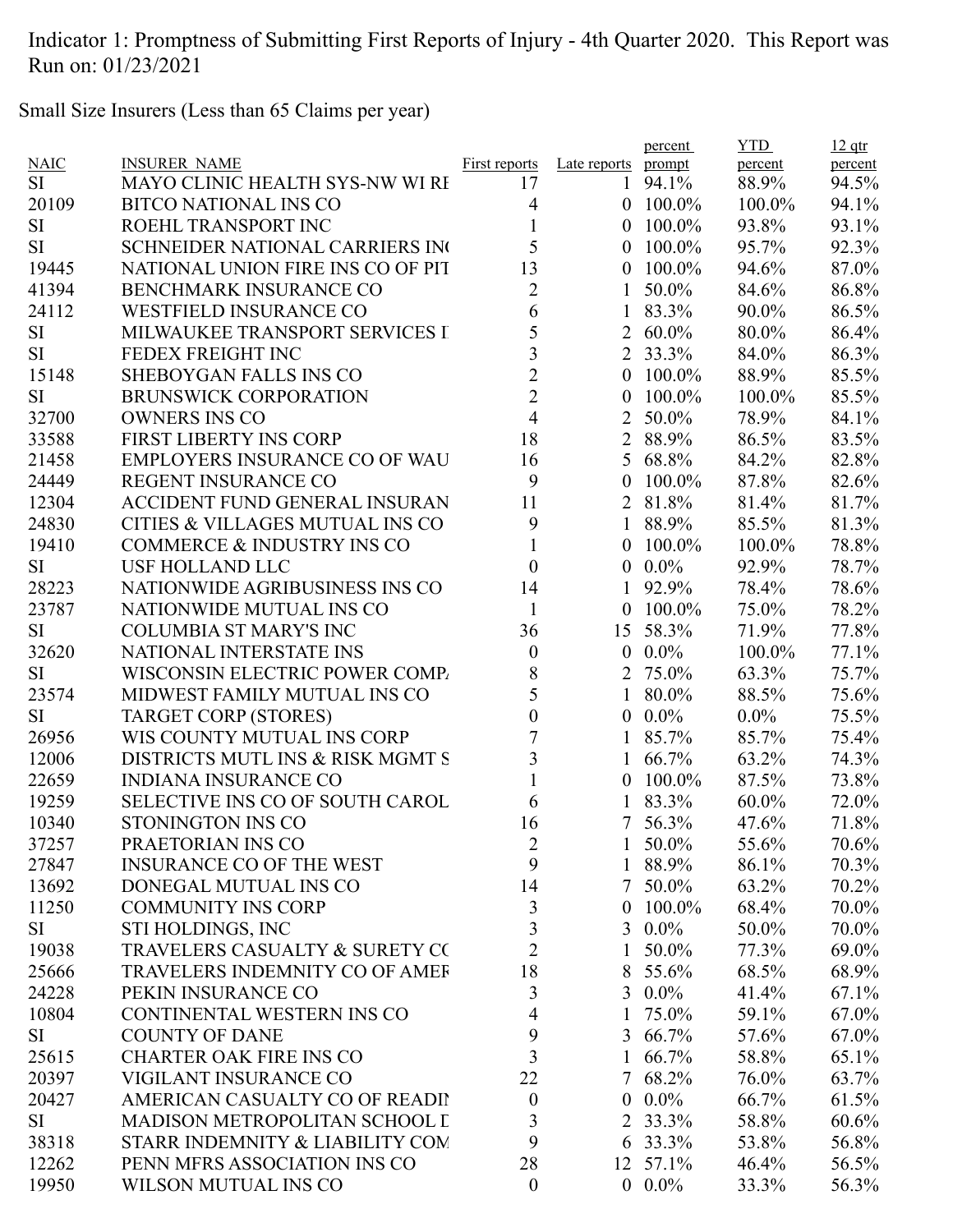Indicator 1: Promptness of Submitting First Reports of Injury - 4th Quarter 2020. This Report was Run on: 01/23/2021

Small Size Insurers (Less than 65 Claims per year)

| NAIC | INSURER_NAME | First reports | Late reports | percent prompt | YTD percent | 12 qtr percent |
|---|---|---|---|---|---|---|
| SI | MAYO CLINIC HEALTH SYS-NW WI RE | 17 | 1 | 94.1% | 88.9% | 94.5% |
| 20109 | BITCO NATIONAL INS CO | 4 | 0 | 100.0% | 100.0% | 94.1% |
| SI | ROEHL TRANSPORT INC | 1 | 0 | 100.0% | 93.8% | 93.1% |
| SI | SCHNEIDER NATIONAL CARRIERS INC | 5 | 0 | 100.0% | 95.7% | 92.3% |
| 19445 | NATIONAL UNION FIRE INS CO OF PIT | 13 | 0 | 100.0% | 94.6% | 87.0% |
| 41394 | BENCHMARK INSURANCE CO | 2 | 1 | 50.0% | 84.6% | 86.8% |
| 24112 | WESTFIELD INSURANCE CO | 6 | 1 | 83.3% | 90.0% | 86.5% |
| SI | MILWAUKEE TRANSPORT SERVICES I | 5 | 2 | 60.0% | 80.0% | 86.4% |
| SI | FEDEX FREIGHT INC | 3 | 2 | 33.3% | 84.0% | 86.3% |
| 15148 | SHEBOYGAN FALLS INS CO | 2 | 0 | 100.0% | 88.9% | 85.5% |
| SI | BRUNSWICK CORPORATION | 2 | 0 | 100.0% | 100.0% | 85.5% |
| 32700 | OWNERS INS CO | 4 | 2 | 50.0% | 78.9% | 84.1% |
| 33588 | FIRST LIBERTY INS CORP | 18 | 2 | 88.9% | 86.5% | 83.5% |
| 21458 | EMPLOYERS INSURANCE CO OF WAU | 16 | 5 | 68.8% | 84.2% | 82.8% |
| 24449 | REGENT INSURANCE CO | 9 | 0 | 100.0% | 87.8% | 82.6% |
| 12304 | ACCIDENT FUND GENERAL INSURAN | 11 | 2 | 81.8% | 81.4% | 81.7% |
| 24830 | CITIES & VILLAGES MUTUAL INS CO | 9 | 1 | 88.9% | 85.5% | 81.3% |
| 19410 | COMMERCE & INDUSTRY INS CO | 1 | 0 | 100.0% | 100.0% | 78.8% |
| SI | USF HOLLAND LLC | 0 | 0 | 0.0% | 92.9% | 78.7% |
| 28223 | NATIONWIDE AGRIBUSINESS INS CO | 14 | 1 | 92.9% | 78.4% | 78.6% |
| 23787 | NATIONWIDE MUTUAL INS CO | 1 | 0 | 100.0% | 75.0% | 78.2% |
| SI | COLUMBIA ST MARY'S INC | 36 | 15 | 58.3% | 71.9% | 77.8% |
| 32620 | NATIONAL INTERSTATE INS | 0 | 0 | 0.0% | 100.0% | 77.1% |
| SI | WISCONSIN ELECTRIC POWER COMPA | 8 | 2 | 75.0% | 63.3% | 75.7% |
| 23574 | MIDWEST FAMILY MUTUAL INS CO | 5 | 1 | 80.0% | 88.5% | 75.6% |
| SI | TARGET CORP (STORES) | 0 | 0 | 0.0% | 0.0% | 75.5% |
| 26956 | WIS COUNTY MUTUAL INS CORP | 7 | 1 | 85.7% | 85.7% | 75.4% |
| 12006 | DISTRICTS MUTL INS & RISK MGMT S | 3 | 1 | 66.7% | 63.2% | 74.3% |
| 22659 | INDIANA INSURANCE CO | 1 | 0 | 100.0% | 87.5% | 73.8% |
| 19259 | SELECTIVE INS CO OF SOUTH CAROL | 6 | 1 | 83.3% | 60.0% | 72.0% |
| 10340 | STONINGTON INS CO | 16 | 7 | 56.3% | 47.6% | 71.8% |
| 37257 | PRAETORIAN INS CO | 2 | 1 | 50.0% | 55.6% | 70.6% |
| 27847 | INSURANCE CO OF THE WEST | 9 | 1 | 88.9% | 86.1% | 70.3% |
| 13692 | DONEGAL MUTUAL INS CO | 14 | 7 | 50.0% | 63.2% | 70.2% |
| 11250 | COMMUNITY INS CORP | 3 | 0 | 100.0% | 68.4% | 70.0% |
| SI | STI HOLDINGS, INC | 3 | 3 | 0.0% | 50.0% | 70.0% |
| 19038 | TRAVELERS CASUALTY & SURETY CO | 2 | 1 | 50.0% | 77.3% | 69.0% |
| 25666 | TRAVELERS INDEMNITY CO OF AMER | 18 | 8 | 55.6% | 68.5% | 68.9% |
| 24228 | PEKIN INSURANCE CO | 3 | 3 | 0.0% | 41.4% | 67.1% |
| 10804 | CONTINENTAL WESTERN INS CO | 4 | 1 | 75.0% | 59.1% | 67.0% |
| SI | COUNTY OF DANE | 9 | 3 | 66.7% | 57.6% | 67.0% |
| 25615 | CHARTER OAK FIRE INS CO | 3 | 1 | 66.7% | 58.8% | 65.1% |
| 20397 | VIGILANT INSURANCE CO | 22 | 7 | 68.2% | 76.0% | 63.7% |
| 20427 | AMERICAN CASUALTY CO OF READIN | 0 | 0 | 0.0% | 66.7% | 61.5% |
| SI | MADISON METROPOLITAN SCHOOL D | 3 | 2 | 33.3% | 58.8% | 60.6% |
| 38318 | STARR INDEMNITY & LIABILITY COM | 9 | 6 | 33.3% | 53.8% | 56.8% |
| 12262 | PENN MFRS ASSOCIATION INS CO | 28 | 12 | 57.1% | 46.4% | 56.5% |
| 19950 | WILSON MUTUAL INS CO | 0 | 0 | 0.0% | 33.3% | 56.3% |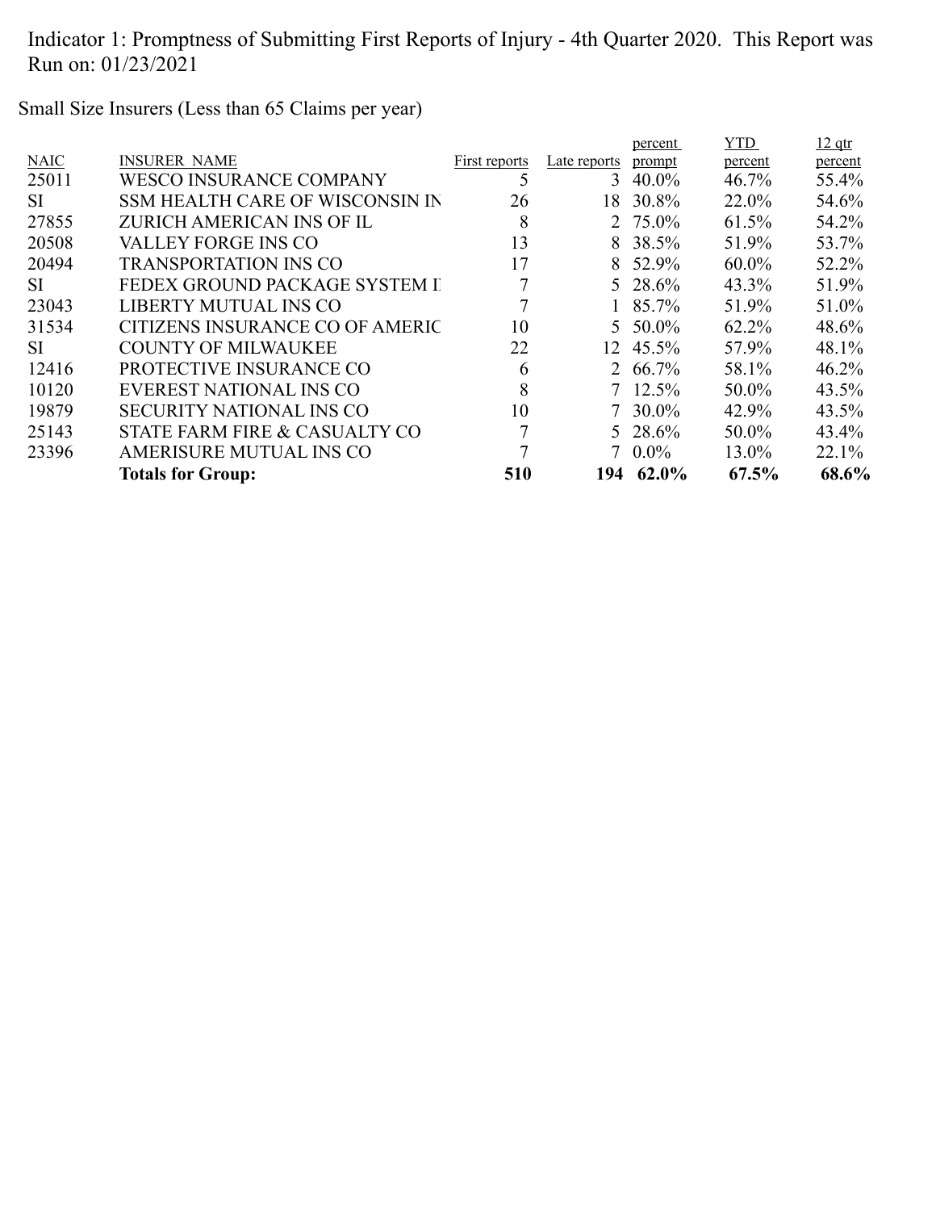Indicator 1: Promptness of Submitting First Reports of Injury - 4th Quarter 2020. This Report was Run on: 01/23/2021

Small Size Insurers (Less than 65 Claims per year)

| NAIC | INSURER NAME | First reports | Late reports | percent prompt | YTD percent | 12 qtr percent |
|---|---|---|---|---|---|---|
| 25011 | WESCO INSURANCE COMPANY | 5 | 3 | 40.0% | 46.7% | 55.4% |
| SI | SSM HEALTH CARE OF WISCONSIN IN | 26 | 18 | 30.8% | 22.0% | 54.6% |
| 27855 | ZURICH AMERICAN INS OF IL | 8 | 2 | 75.0% | 61.5% | 54.2% |
| 20508 | VALLEY FORGE INS CO | 13 | 8 | 38.5% | 51.9% | 53.7% |
| 20494 | TRANSPORTATION INS CO | 17 | 8 | 52.9% | 60.0% | 52.2% |
| SI | FEDEX GROUND PACKAGE SYSTEM I | 7 | 5 | 28.6% | 43.3% | 51.9% |
| 23043 | LIBERTY MUTUAL INS CO | 7 | 1 | 85.7% | 51.9% | 51.0% |
| 31534 | CITIZENS INSURANCE CO OF AMERIC | 10 | 5 | 50.0% | 62.2% | 48.6% |
| SI | COUNTY OF MILWAUKEE | 22 | 12 | 45.5% | 57.9% | 48.1% |
| 12416 | PROTECTIVE INSURANCE CO | 6 | 2 | 66.7% | 58.1% | 46.2% |
| 10120 | EVEREST NATIONAL INS CO | 8 | 7 | 12.5% | 50.0% | 43.5% |
| 19879 | SECURITY NATIONAL INS CO | 10 | 7 | 30.0% | 42.9% | 43.5% |
| 25143 | STATE FARM FIRE & CASUALTY CO | 7 | 5 | 28.6% | 50.0% | 43.4% |
| 23396 | AMERISURE MUTUAL INS CO | 7 | 7 | 0.0% | 13.0% | 22.1% |
| | **Totals for Group:** | **510** | **194** | **62.0%** | **67.5%** | **68.6%** |